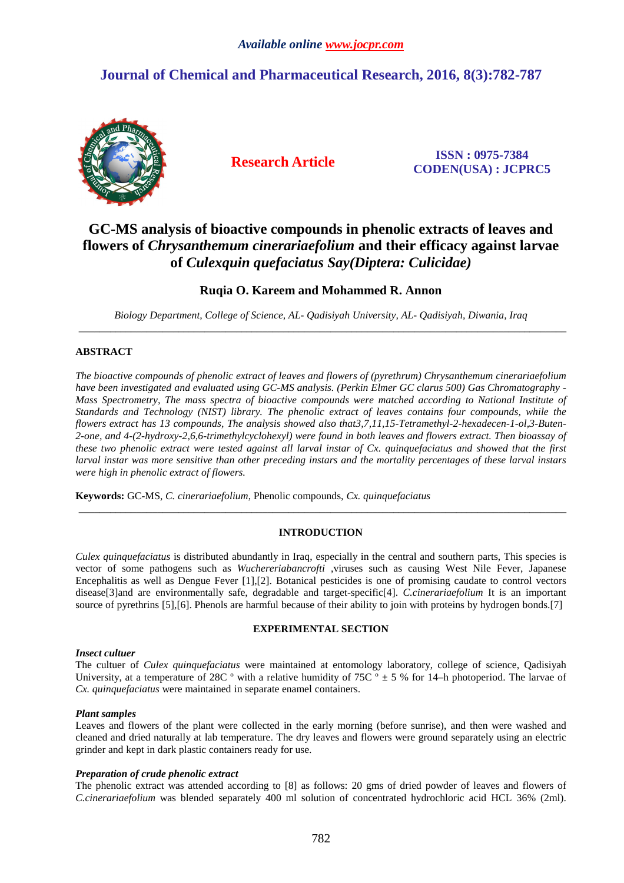Available online www.jocpr.com

# Journal of Chemical and Pharmaceutical Research, 2016, 8(3):782-787

**Research Article**

**ISSN : 0975-7384**
**CODEN(USA) : JCPRC5**

# GC-MS analysis of bioactive compounds in phenolic extracts of leaves and flowers of *Chrysanthemum cinerariaefolium* and their efficacy against larvae of *Culexquin quefaciatus Say(Diptera: Culicidae)*

**Ruqia O. Kareem and Mohammed R. Annon**

*Biology Department, College of Science, AL- Qadisiyah University, AL- Qadisiyah, Diwania, Iraq*

---

## ABSTRACT

*The bioactive compounds of phenolic extract of leaves and flowers of (pyrethrum) Chrysanthemum cinerariaefolium have been investigated and evaluated using GC-MS analysis. (Perkin Elmer GC clarus 500) Gas Chromatography - Mass Spectrometry, The mass spectra of bioactive compounds were matched according to National Institute of Standards and Technology (NIST) library. The phenolic extract of leaves contains four compounds, while the flowers extract has 13 compounds, The analysis showed also that3,7,11,15-Tetramethyl-2-hexadecen-1-ol,3-Buten-2-one, and 4-(2-hydroxy-2,6,6-trimethylcyclohexyl) were found in both leaves and flowers extract. Then bioassay of these two phenolic extract were tested against all larval instar of Cx. quinquefaciatus and showed that the first larval instar was more sensitive than other preceding instars and the mortality percentages of these larval instars were high in phenolic extract of flowers.*

**Keywords:** GC-MS, *C. cinerariaefolium*, Phenolic compounds, *Cx. quinquefaciatus*

---

## INTRODUCTION

*Culex quinquefaciatus* is distributed abundantly in Iraq, especially in the central and southern parts, This species is vector of some pathogens such as *Wuchereriabancrofti* ,viruses such as causing West Nile Fever, Japanese Encephalitis as well as Dengue Fever [1],[2]. Botanical pesticides is one of promising caudate to control vectors disease[3]and are environmentally safe, degradable and target-specific[4]. *C.cinerariaefolium* It is an important source of pyrethrins [5],[6]. Phenols are harmful because of their ability to join with proteins by hydrogen bonds.[7]

## EXPERIMENTAL SECTION

### *Insect cultuer*

The cultuer of *Culex quinquefaciatus* were maintained at entomology laboratory, college of science, Qadisiyah University, at a temperature of 28C º with a relative humidity of 75C º ± 5 % for 14–h photoperiod. The larvae of *Cx. quinquefaciatus* were maintained in separate enamel containers.

### *Plant samples*

Leaves and flowers of the plant were collected in the early morning (before sunrise), and then were washed and cleaned and dried naturally at lab temperature. The dry leaves and flowers were ground separately using an electric grinder and kept in dark plastic containers ready for use.

### *Preparation of crude phenolic extract*

The phenolic extract was attended according to [8] as follows: 20 gms of dried powder of leaves and flowers of *C.cinerariaefolium* was blended separately 400 ml solution of concentrated hydrochloric acid HCL 36% (2ml).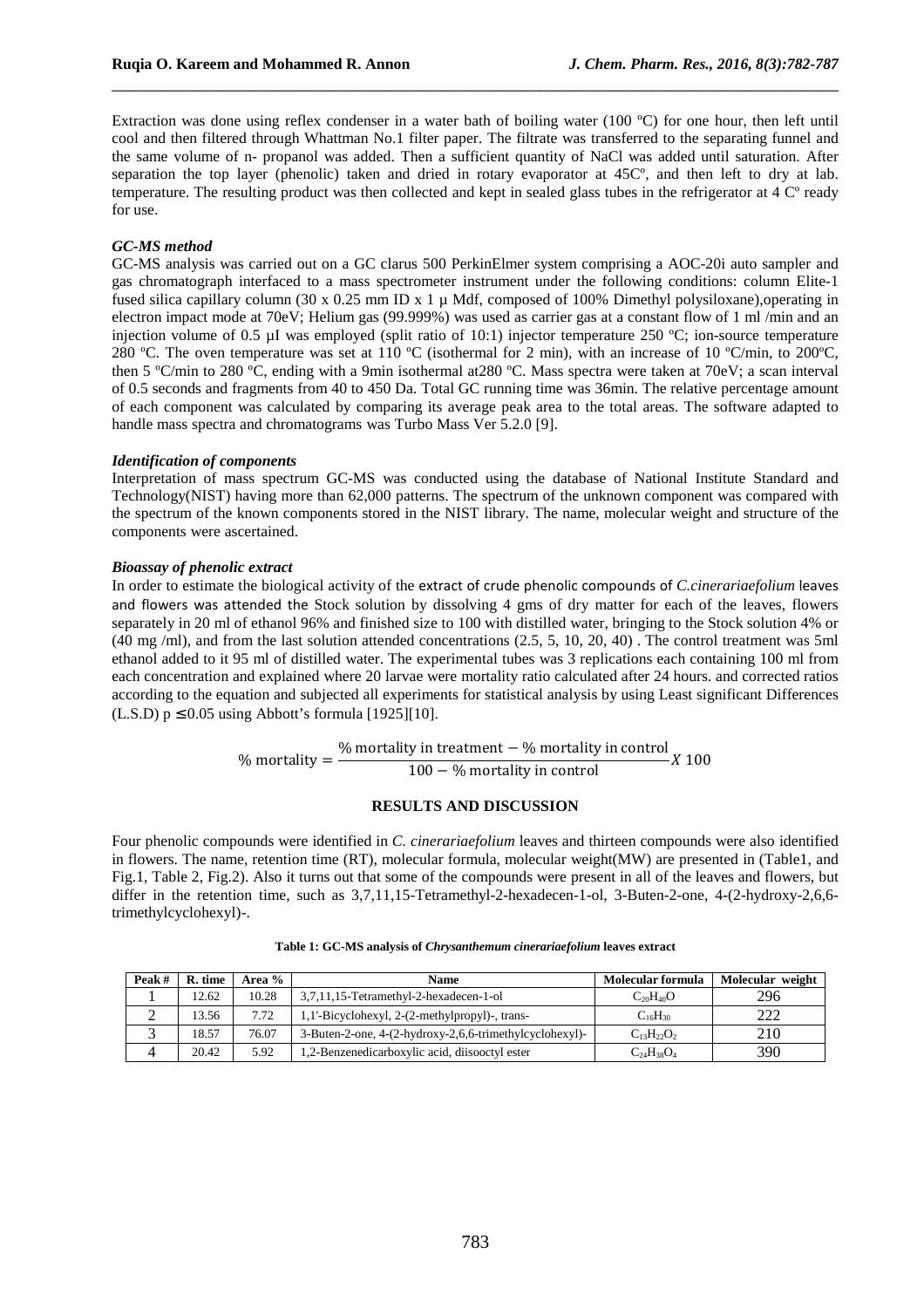Extraction was done using reflex condenser in a water bath of boiling water (100 ºC) for one hour, then left until cool and then filtered through Whattman No.1 filter paper. The filtrate was transferred to the separating funnel and the same volume of n- propanol was added. Then a sufficient quantity of NaCl was added until saturation. After separation the top layer (phenolic) taken and dried in rotary evaporator at 45Cº, and then left to dry at lab. temperature. The resulting product was then collected and kept in sealed glass tubes in the refrigerator at 4 Cº ready for use.

### *GC-MS method*

GC-MS analysis was carried out on a GC clarus 500 PerkinElmer system comprising a AOC-20i auto sampler and gas chromatograph interfaced to a mass spectrometer instrument under the following conditions: column Elite-1 fused silica capillary column (30 x 0.25 mm ID x 1 μ Mdf, composed of 100% Dimethyl polysiloxane),operating in electron impact mode at 70eV; Helium gas (99.999%) was used as carrier gas at a constant flow of 1 ml /min and an injection volume of 0.5 μI was employed (split ratio of 10:1) injector temperature 250 ºC; ion-source temperature 280 ºC. The oven temperature was set at 110 ºC (isothermal for 2 min), with an increase of 10 ºC/min, to 200ºC, then 5 ºC/min to 280 ºC, ending with a 9min isothermal at280 ºC. Mass spectra were taken at 70eV; a scan interval of 0.5 seconds and fragments from 40 to 450 Da. Total GC running time was 36min. The relative percentage amount of each component was calculated by comparing its average peak area to the total areas. The software adapted to handle mass spectra and chromatograms was Turbo Mass Ver 5.2.0 [9].

### *Identification of components*

Interpretation of mass spectrum GC-MS was conducted using the database of National Institute Standard and Technology(NIST) having more than 62,000 patterns. The spectrum of the unknown component was compared with the spectrum of the known components stored in the NIST library. The name, molecular weight and structure of the components were ascertained.

### *Bioassay of phenolic extract*

In order to estimate the biological activity of the extract of crude phenolic compounds of *C.cinerariaefolium* leaves and flowers was attended the Stock solution by dissolving 4 gms of dry matter for each of the leaves, flowers separately in 20 ml of ethanol 96% and finished size to 100 with distilled water, bringing to the Stock solution 4% or (40 mg /ml), and from the last solution attended concentrations (2.5, 5, 10, 20, 40) . The control treatment was 5ml ethanol added to it 95 ml of distilled water. The experimental tubes was 3 replications each containing 100 ml from each concentration and explained where 20 larvae were mortality ratio calculated after 24 hours. and corrected ratios according to the equation and subjected all experiments for statistical analysis by using Least significant Differences (L.S.D) $p \leq 0.05$ using Abbott's formula [1925][10].

$$\%\ \text{mortality} = \frac{\%\ \text{mortality in treatment} - \%\ \text{mortality in control}}{100 - \%\ \text{mortality in control}} X\ 100$$

## RESULTS AND DISCUSSION

Four phenolic compounds were identified in *C. cinerariaefolium* leaves and thirteen compounds were also identified in flowers. The name, retention time (RT), molecular formula, molecular weight(MW) are presented in (Table1, and Fig.1, Table 2, Fig.2). Also it turns out that some of the compounds were present in all of the leaves and flowers, but differ in the retention time, such as 3,7,11,15-Tetramethyl-2-hexadecen-1-ol, 3-Buten-2-one, 4-(2-hydroxy-2,6,6-trimethylcyclohexyl)-.

**Table 1: GC-MS analysis of *Chrysanthemum cinerariaefolium* leaves extract**

| Peak # | R. time | Area % | Name | Molecular formula | Molecular weight |
|---|---|---|---|---|---|
| 1 | 12.62 | 10.28 | 3,7,11,15-Tetramethyl-2-hexadecen-1-ol | $C_{20}H_{40}O$ | 296 |
| 2 | 13.56 | 7.72 | 1,1'-Bicyclohexyl, 2-(2-methylpropyl)-, trans- | $C_{16}H_{30}$ | 222 |
| 3 | 18.57 | 76.07 | 3-Buten-2-one, 4-(2-hydroxy-2,6,6-trimethylcyclohexyl)- | $C_{13}H_{22}O_2$ | 210 |
| 4 | 20.42 | 5.92 | 1,2-Benzenedicarboxylic acid, diisooctyl ester | $C_{24}H_{38}O_4$ | 390 |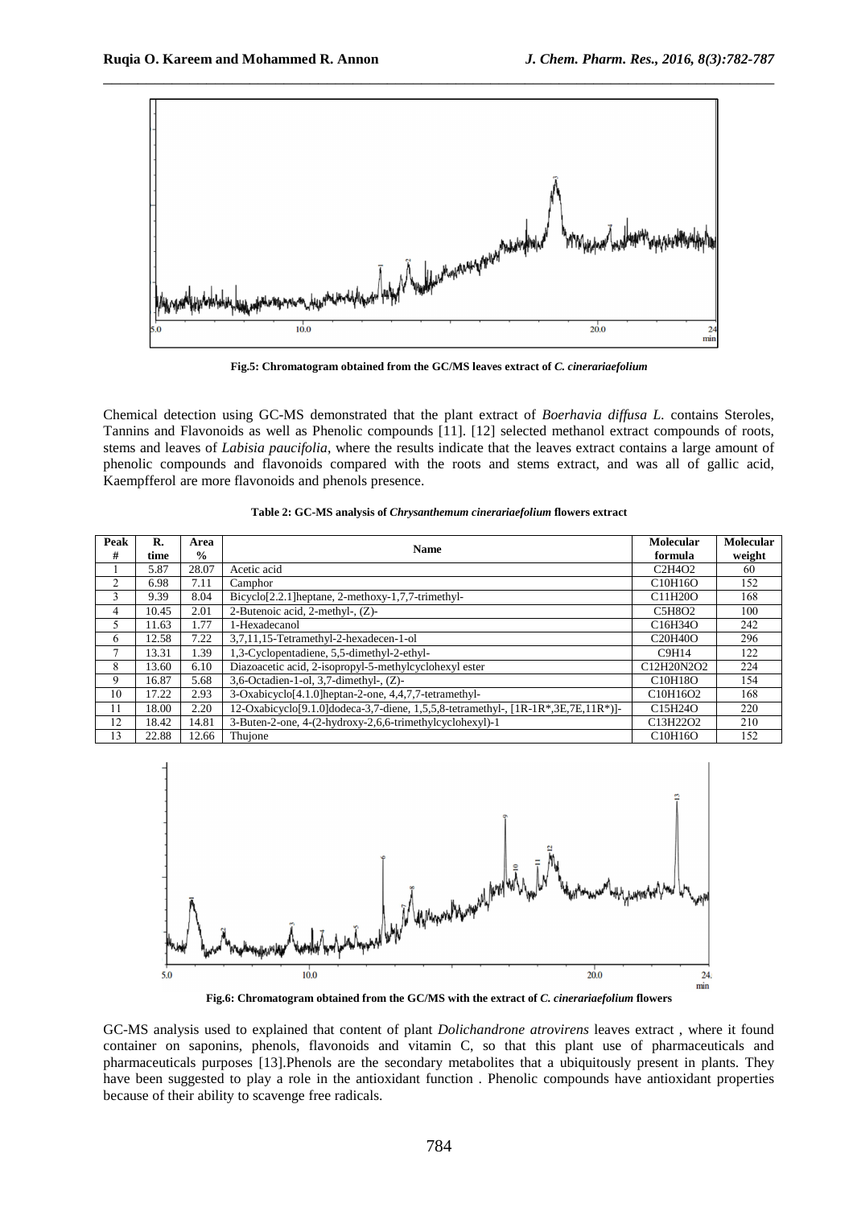Fig.5: Chromatogram obtained from the GC/MS leaves extract of *C. cinerariaefolium*

Chemical detection using GC-MS demonstrated that the plant extract of *Boerhavia diffusa L.* contains Steroles, Tannins and Flavonoids as well as Phenolic compounds [11]. [12] selected methanol extract compounds of roots, stems and leaves of *Labisia paucifolia*, where the results indicate that the leaves extract contains a large amount of phenolic compounds and flavonoids compared with the roots and stems extract, and was all of gallic acid, Kaempfferol are more flavonoids and phenols presence.

**Table 2: GC-MS analysis of *Chrysanthemum cinerariaefolium* flowers extract**

| Peak # | R. time | Area % | Name | Molecular formula | Molecular weight |
|---|---|---|---|---|---|
| 1 | 5.87 | 28.07 | Acetic acid | $C_2H_4O_2$ | 60 |
| 2 | 6.98 | 7.11 | Camphor | $C_{10}H_{16}O$ | 152 |
| 3 | 9.39 | 8.04 | Bicyclo[2.2.1]heptane, 2-methoxy-1,7,7-trimethyl- | $C_{11}H_{20}O$ | 168 |
| 4 | 10.45 | 2.01 | 2-Butenoic acid, 2-methyl-, (Z)- | $C_5H_8O_2$ | 100 |
| 5 | 11.63 | 1.77 | 1-Hexadecanol | $C_{16}H_{34}O$ | 242 |
| 6 | 12.58 | 7.22 | 3,7,11,15-Tetramethyl-2-hexadecen-1-ol | $C_{20}H_{40}O$ | 296 |
| 7 | 13.31 | 1.39 | 1,3-Cyclopentadiene, 5,5-dimethyl-2-ethyl- | $C_9H_{14}$ | 122 |
| 8 | 13.60 | 6.10 | Diazoacetic acid, 2-isopropyl-5-methylcyclohexyl ester | $C_{12}H_{20}N_2O_2$ | 224 |
| 9 | 16.87 | 5.68 | 3,6-Octadien-1-ol, 3,7-dimethyl-, (Z)- | $C_{10}H_{18}O$ | 154 |
| 10 | 17.22 | 2.93 | 3-Oxabicyclo[4.1.0]heptan-2-one, 4,4,7,7-tetramethyl- | $C_{10}H_{16}O_2$ | 168 |
| 11 | 18.00 | 2.20 | 12-Oxabicyclo[9.1.0]dodeca-3,7-diene, 1,5,5,8-tetramethyl-, [1R-1R*,3E,7E,11R*)]- | $C_{15}H_{24}O$ | 220 |
| 12 | 18.42 | 14.81 | 3-Buten-2-one, 4-(2-hydroxy-2,6,6-trimethylcyclohexyl)-1 | $C_{13}H_{22}O_2$ | 210 |
| 13 | 22.88 | 12.66 | Thujone | $C_{10}H_{16}O$ | 152 |

Fig.6: Chromatogram obtained from the GC/MS with the extract of *C. cinerariaefolium* flowers

GC-MS analysis used to explained that content of plant *Dolichandrone atrovirens* leaves extract , where it found container on saponins, phenols, flavonoids and vitamin C, so that this plant use of pharmaceuticals and pharmaceuticals purposes [13].Phenols are the secondary metabolites that a ubiquitously present in plants. They have been suggested to play a role in the antioxidant function . Phenolic compounds have antioxidant properties because of their ability to scavenge free radicals.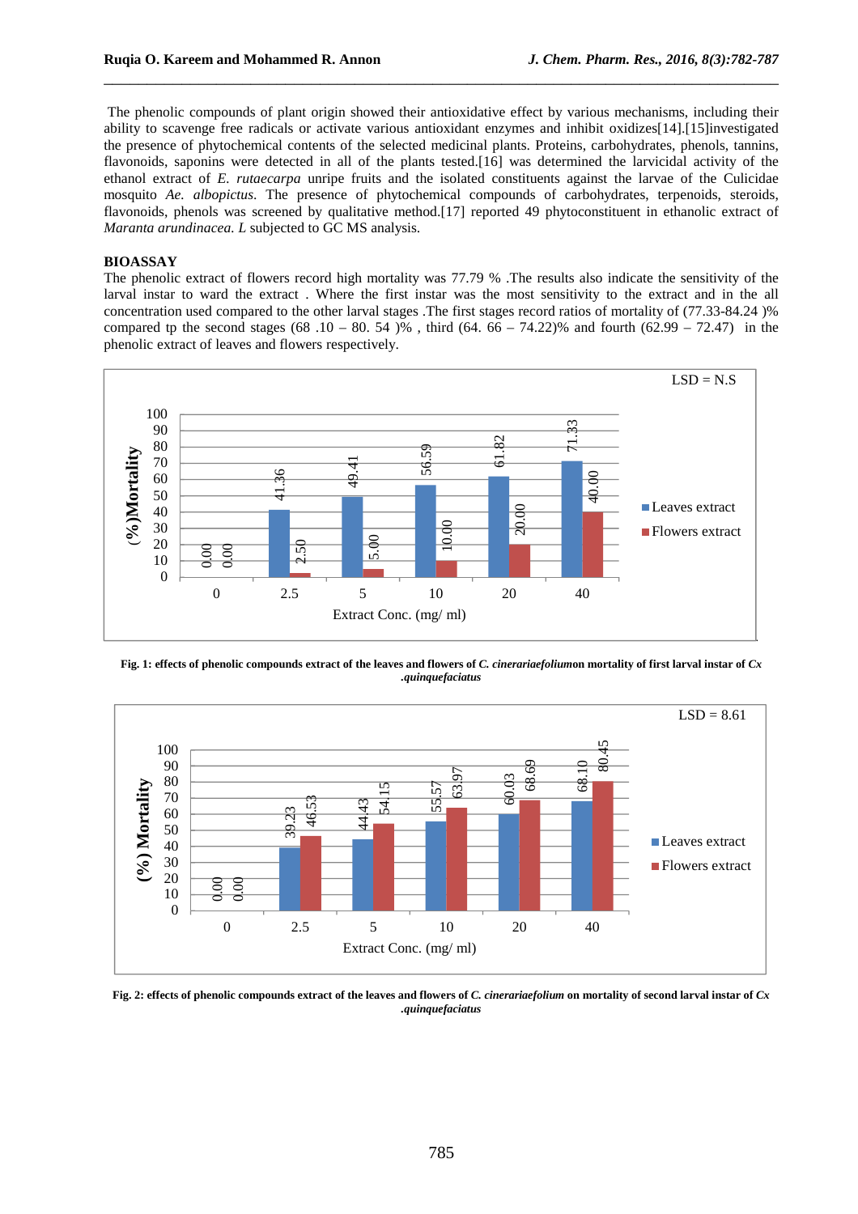The phenolic compounds of plant origin showed their antioxidative effect by various mechanisms, including their ability to scavenge free radicals or activate various antioxidant enzymes and inhibit oxidizes[14].[15]investigated the presence of phytochemical contents of the selected medicinal plants. Proteins, carbohydrates, phenols, tannins, flavonoids, saponins were detected in all of the plants tested.[16] was determined the larvicidal activity of the ethanol extract of *E. rutaecarpa* unripe fruits and the isolated constituents against the larvae of the Culicidae mosquito *Ae. albopictus*. The presence of phytochemical compounds of carbohydrates, terpenoids, steroids, flavonoids, phenols was screened by qualitative method.[17] reported 49 phytoconstituent in ethanolic extract of *Maranta arundinacea. L* subjected to GC MS analysis.

**BIOASSAY**

The phenolic extract of flowers record high mortality was 77.79 % .The results also indicate the sensitivity of the larval instar to ward the extract . Where the first instar was the most sensitivity to the extract and in the all concentration used compared to the other larval stages .The first stages record ratios of mortality of (77.33-84.24 )% compared tp the second stages (68 .10 – 80. 54 )% , third (64. 66 – 74.22)% and fourth (62.99 – 72.47) in the phenolic extract of leaves and flowers respectively.

LSD = N.S

| Extract Conc. (mg/ ml) | Leaves extract (%) Mortality | Flowers extract (%) Mortality |
|---|---|---|
| 0 | 0.00 | 0.00 |
| 2.5 | 41.36 | 2.50 |
| 5 | 49.41 | 5.00 |
| 10 | 56.59 | 10.00 |
| 20 | 61.82 | 20.00 |
| 40 | 71.33 | 40.00 |

**Fig. 1: effects of phenolic compounds extract of the leaves and flowers of *C. cinerariaefolium*on mortality of first larval instar of *Cx .quinquefaciatus***

LSD = 8.61

| Extract Conc. (mg/ ml) | Leaves extract (%) Mortality | Flowers extract (%) Mortality |
|---|---|---|
| 0 | 0.00 | 0.00 |
| 2.5 | 39.23 | 46.53 |
| 5 | 44.43 | 54.15 |
| 10 | 55.57 | 63.97 |
| 20 | 60.03 | 68.69 |
| 40 | 68.10 | 80.45 |

**Fig. 2: effects of phenolic compounds extract of the leaves and flowers of *C. cinerariaefolium* on mortality of second larval instar of *Cx .quinquefaciatus***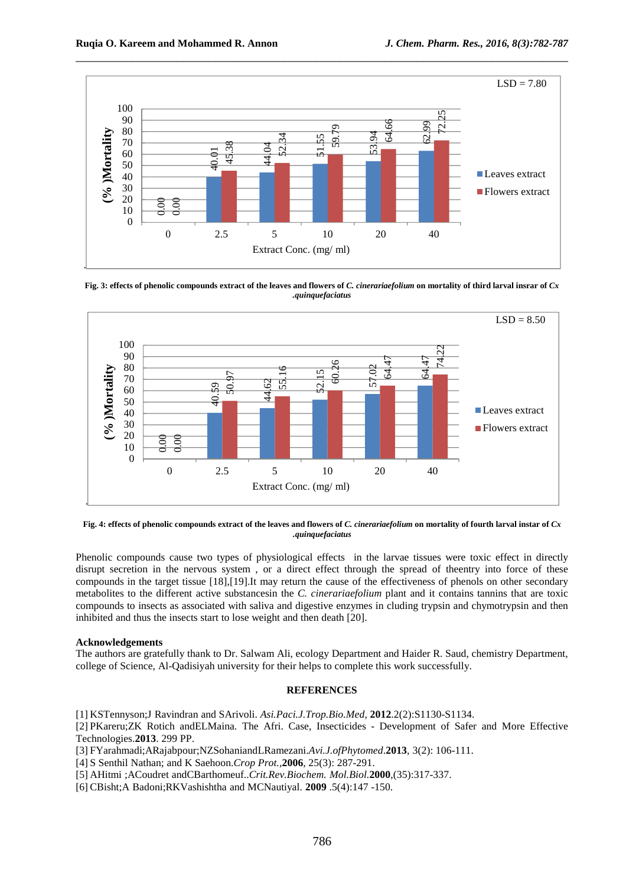LSD = 7.80

| Extract Conc. (mg/ ml) | Leaves extract | Flowers extract |
|---|---|---|
| 0 | 0.00 | 0.00 |
| 2.5 | 40.01 | 45.38 |
| 5 | 44.04 | 52.34 |
| 10 | 51.55 | 59.79 |
| 20 | 53.94 | 64.66 |
| 40 | 62.99 | 72.25 |

**Fig. 3: effects of phenolic compounds extract of the leaves and flowers of *C. cinerariaefolium* on mortality of third larval insrar of *Cx .quinquefaciatus***

LSD = 8.50

| Extract Conc. (mg/ ml) | Leaves extract | Flowers extract |
|---|---|---|
| 0 | 0.00 | 0.00 |
| 2.5 | 40.59 | 50.97 |
| 5 | 44.62 | 55.16 |
| 10 | 52.15 | 60.26 |
| 20 | 57.02 | 64.47 |
| 40 | 64.47 | 74.22 |

**Fig. 4: effects of phenolic compounds extract of the leaves and flowers of *C. cinerariaefolium* on mortality of fourth larval instar of *Cx .quinquefaciatus***

Phenolic compounds cause two types of physiological effects in the larvae tissues were toxic effect in directly disrupt secretion in the nervous system , or a direct effect through the spread of theentry into force of these compounds in the target tissue [18],[19].It may return the cause of the effectiveness of phenols on other secondary metabolites to the different active substancesin the *C. cinerariaefolium* plant and it contains tannins that are toxic compounds to insects as associated with saliva and digestive enzymes in cluding trypsin and chymotrypsin and then inhibited and thus the insects start to lose weight and then death [20].

**Acknowledgements**

The authors are gratefully thank to Dr. Salwam Ali, ecology Department and Haider R. Saud, chemistry Department, college of Science, Al-Qadisiyah university for their helps to complete this work successfully.

## REFERENCES

[1] KSTennyson;J Ravindran and SArivoli. *Asi.Paci.J.Trop.Bio.Med*, **2012**.2(2):S1130-S1134.

[2] PKareru;ZK Rotich andELMaina. The Afri. Case, Insecticides - Development of Safer and More Effective Technologies.**2013**. 299 PP.

[3] FYarahmadi;ARajabpour;NZSohaniandLRamezani.*Avi.J.ofPhytomed*.**2013**, 3(2): 106-111.

[4] S Senthil Nathan; and K Saehoon.*Crop Prot.*,**2006**, 25(3): 287-291.

[5] AHitmi ;ACoudret andCBarthomeuf..*Crit.Rev.Biochem. Mol.Biol.***2000**,(35):317-337.

[6] CBisht;A Badoni;RKVashishtha and MCNautiyal. **2009** .5(4):147 -150.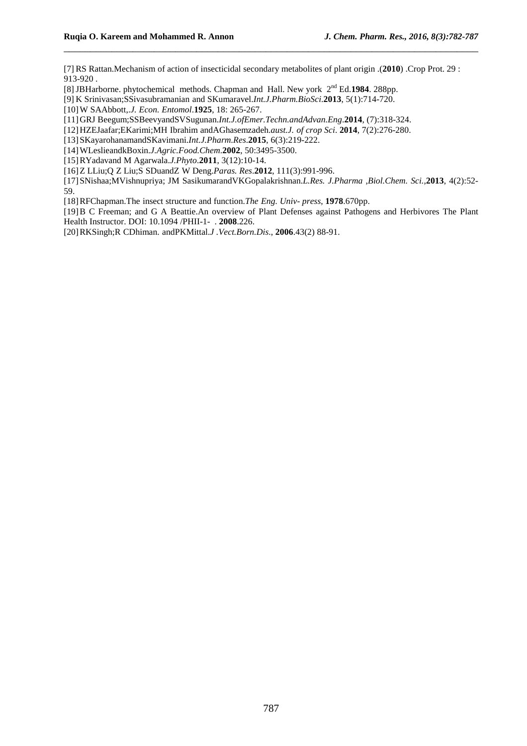[7] RS Rattan.Mechanism of action of insecticidal secondary metabolites of plant origin .(**2010**) .Crop Prot. 29 : 913-920 .

[8] JBHarborne. phytochemical methods. Chapman and Hall. New york 2nd Ed.**1984**. 288pp.

[9] K Srinivasan;SSivasubramanian and SKumaravel.*Int.J.Pharm.BioSci*.**2013**, 5(1):714-720.

[10] W SAAbbott,.*J. Econ. Entomol*.**1925**, 18: 265-267.

[11] GRJ Beegum;SSBeevyandSVSugunan.*Int.J.ofEmer.Techn.andAdvan.Eng*.**2014**, (7):318-324.

[12] HZEJaafar;EKarimi;MH Ibrahim andAGhasemzadeh.*aust.J. of crop Sci*. **2014**, 7(2):276-280.

[13] SKayarohanamandSKavimani.*Int.J.Pharm.Res*.**2015**, 6(3):219-222.

[14] WLeslieandkBoxin.*J.Agric.Food.Chem*.**2002**, 50:3495-3500.

[15] RYadavand M Agarwala.*J.Phyto*.**2011**, 3(12):10-14.

[16] Z LLiu;Q Z Liu;S SDuandZ W Deng.*Paras. Res*.**2012**, 111(3):991-996.

[17] SNishaa;MVishnupriya; JM SasikumarandVKGopalakrishnan.*L.Res. J.Pharma ,Biol.Chem. Sci.*,**2013**, 4(2):52-59.

[18] RFChapman.The insect structure and function.*The Eng. Univ- press*, **1978**.670pp.

[19] B C Freeman; and G A Beattie.An overview of Plant Defenses against Pathogens and Herbivores The Plant Health Instructor. DOI: 10.1094 /PHII-1- . **2008**.226.

[20] RKSingh;R CDhiman. andPKMittal.*J .Vect.Born.Dis*., **2006**.43(2) 88-91.